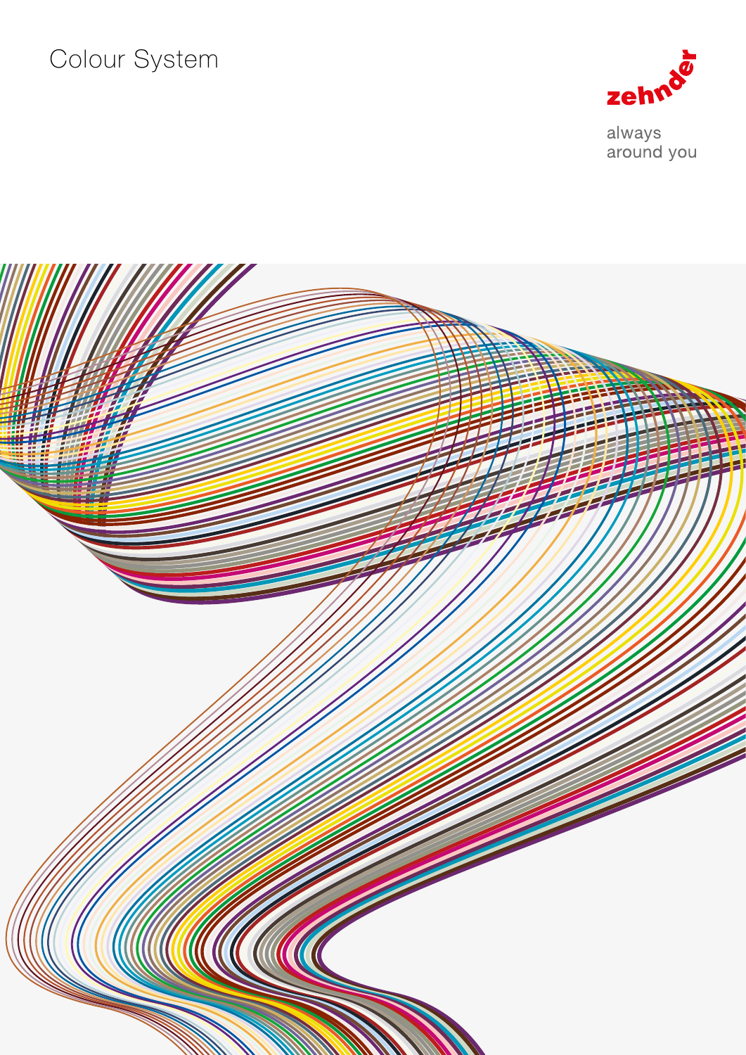# Colour System

zehnder

always
around you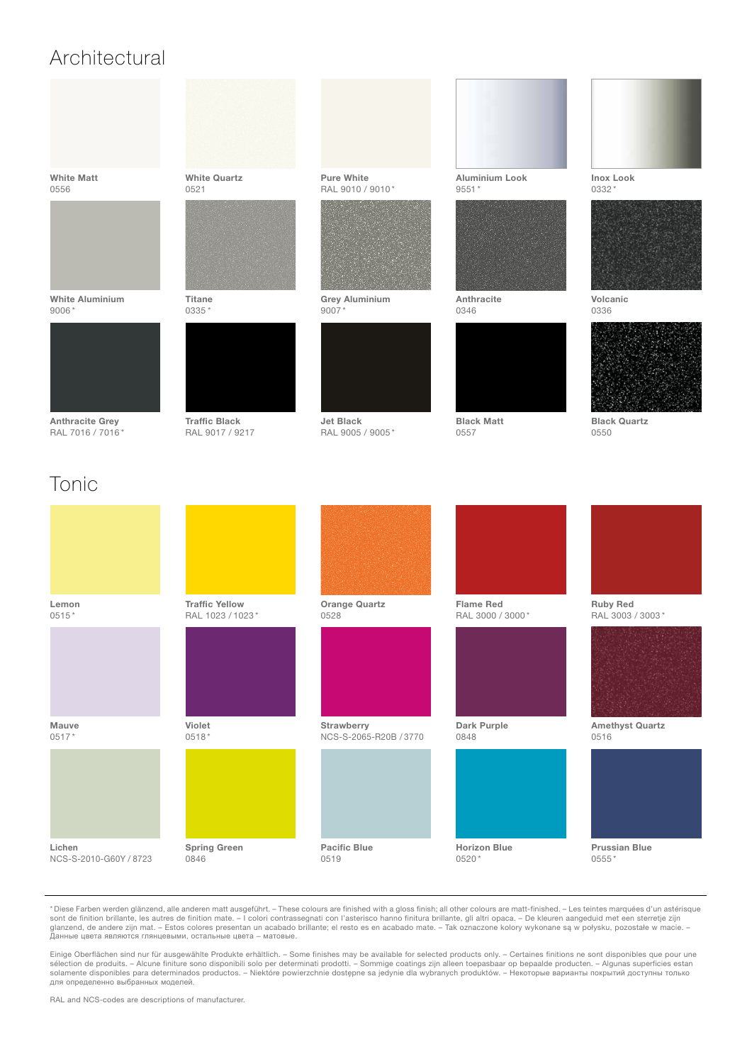# Architectural

**White Matt**
0556

**White Quartz**
0521

**Pure White**
RAL 9010 / 9010*

**Aluminium Look**
9551*

**Inox Look**
0332*

**White Aluminium**
9006*

**Titane**
0335*

**Grey Aluminium**
9007*

**Anthracite**
0346

**Volcanic**
0336

**Anthracite Grey**
RAL 7016 / 7016*

**Traffic Black**
RAL 9017 / 9217

**Jet Black**
RAL 9005 / 9005*

**Black Matt**
0557

**Black Quartz**
0550

# Tonic

**Lemon**
0515*

**Traffic Yellow**
RAL 1023 / 1023*

**Orange Quartz**
0528

**Flame Red**
RAL 3000 / 3000*

**Ruby Red**
RAL 3003 / 3003*

**Mauve**
0517*

**Violet**
0518*

**Strawberry**
NCS-S-2065-R20B / 3770

**Dark Purple**
0848

**Amethyst Quartz**
0516

**Lichen**
NCS-S-2010-G60Y / 8723

**Spring Green**
0846

**Pacific Blue**
0519

**Horizon Blue**
0520*

**Prussian Blue**
0555*

---

*Diese Farben werden glänzend, alle anderen matt ausgeführt. – These colours are finished with a gloss finish; all other colours are matt-finished. – Les teintes marquées d'un astérisque sont de finition brillante, les autres de finition mate. – I colori contrassegnati con l'asterisco hanno finitura brillante, gli altri opaca. – De kleuren aangeduid met een sterretje zijn glanzend, de andere zijn mat. – Estos colores presentan un acabado brillante; el resto es en acabado mate. – Tak oznaczone kolory wykonane są w połysku, pozostałe w macie. – Данные цвета являются глянцевыми, остальные цвета – матовые.

Einige Oberflächen sind nur für ausgewählte Produkte erhältlich. – Some finishes may be available for selected products only. – Certaines finitions ne sont disponibles que pour une sélection de produits. – Alcune finiture sono disponibili solo per determinati prodotti. – Sommige coatings zijn alleen toepasbaar op bepaalde producten. – Algunas superficies estan solamente disponibles para determinados productos. – Niektóre powierzchnie dostępne sa jedynie dla wybranych produktów. – Некоторые варианты покрытий доступны только для определенно выбранных моделей.

RAL and NCS-codes are descriptions of manufacturer.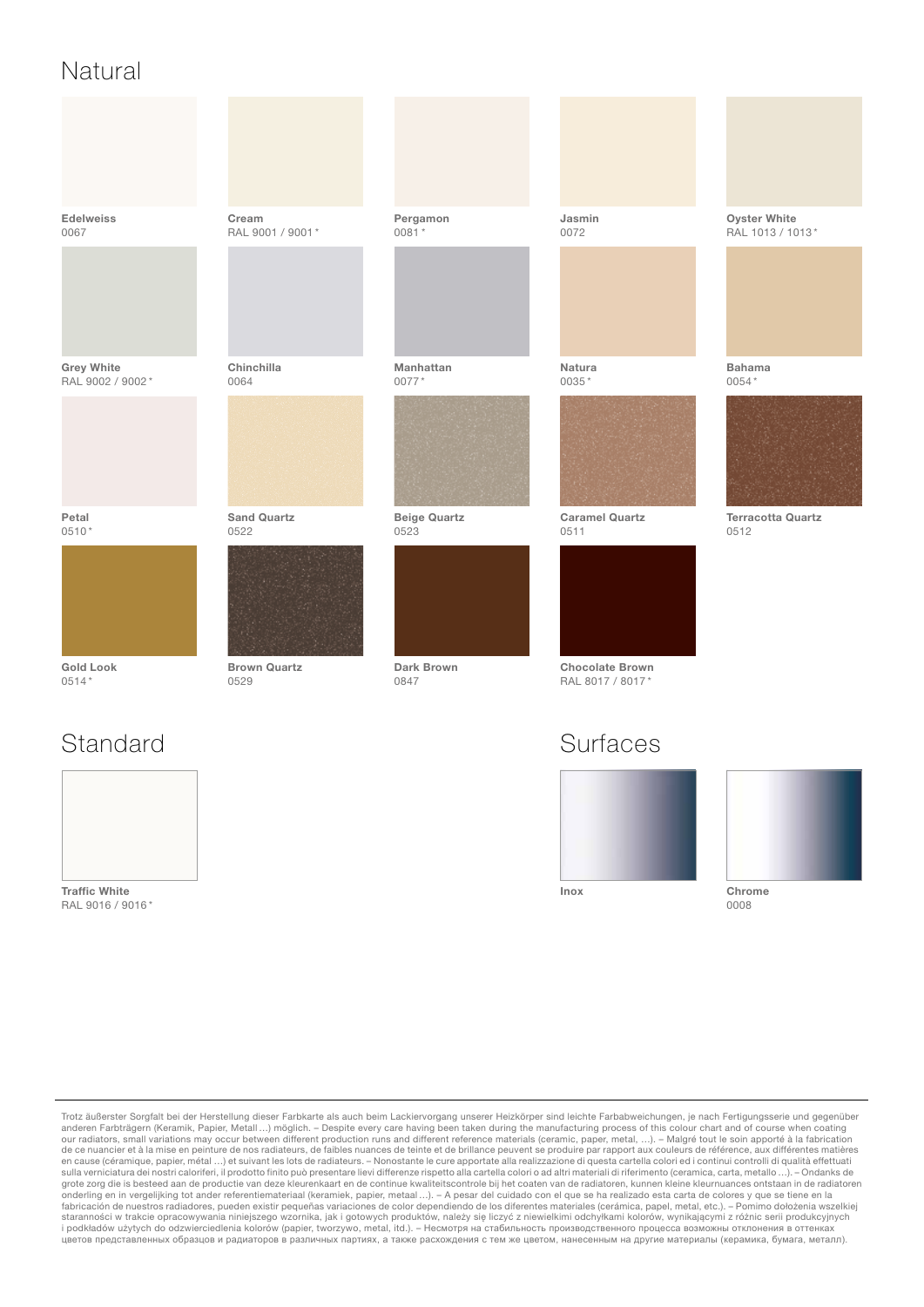## Natural

**Edelweiss**
0067

**Cream**
RAL 9001 / 9001*

**Pergamon**
0081*

**Jasmin**
0072

**Oyster White**
RAL 1013 / 1013*

**Grey White**
RAL 9002 / 9002*

**Chinchilla**
0064

**Manhattan**
0077*

**Natura**
0035*

**Bahama**
0054*

**Petal**
0510*

**Sand Quartz**
0522

**Beige Quartz**
0523

**Caramel Quartz**
0511

**Terracotta Quartz**
0512

**Gold Look**
0514*

**Brown Quartz**
0529

**Dark Brown**
0847

**Chocolate Brown**
RAL 8017 / 8017*

## Standard

**Traffic White**
RAL 9016 / 9016*

## Surfaces

**Inox**

**Chrome**
0008

---

Trotz äußerster Sorgfalt bei der Herstellung dieser Farbkarte als auch beim Lackiervorgang unserer Heizkörper sind leichte Farbabweichungen, je nach Fertigungsserie und gegenüber anderen Farbträgern (Keramik, Papier, Metall …) möglich. – Despite every care having been taken during the manufacturing process of this colour chart and of course when coating our radiators, small variations may occur between different production runs and different reference materials (ceramic, paper, metal, …). – Malgré tout le soin apporté à la fabrication de ce nuancier et à la mise en peinture de nos radiateurs, de faibles nuances de teinte et de brillance peuvent se produire par rapport aux couleurs de référence, aux différentes matières en cause (céramique, papier, métal …) et suivant les lots de radiateurs. – Nonostante le cure apportate alla realizzazione di questa cartella colori ed i continui controlli di qualità effettuati sulla verniciatura dei nostri caloriferi, il prodotto finito può presentare lievi differenze rispetto alla cartella colori o ad altri materiali di riferimento (ceramica, carta, metallo …). – Ondanks de grote zorg die is besteed aan de productie van deze kleurenkaart en de continue kwaliteitscontrole bij het coaten van de radiatoren, kunnen kleine kleurnuances ontstaan in de radiatoren onderling en in vergelijking tot ander referentiemateriaal (keramiek, papier, metaal …). – A pesar del cuidado con el que se ha realizado esta carta de colores y que se tiene en la fabricación de nuestros radiadores, pueden existir pequeñas variaciones de color dependiendo de los diferentes materiales (cerámica, papel, metal, etc.). – Pomimo dołożenia wszelkiej staranności w trakcie opracowywania niniejszego wzornika, jak i gotowych produktów, należy się liczyć z niewielkimi odchyłkami kolorów, wynikającymi z różnic serii produkcyjnych i podkładów użytych do odzwierciedlenia kolorów (papier, tworzywo, metal, itd.). – Несмотря на стабильность производственного процесса возможны отклонения в оттенках цветов представленных образцов и радиаторов в различных партиях, а также расхождения с тем же цветом, нанесенным на другие материалы (керамика, бумага, металл).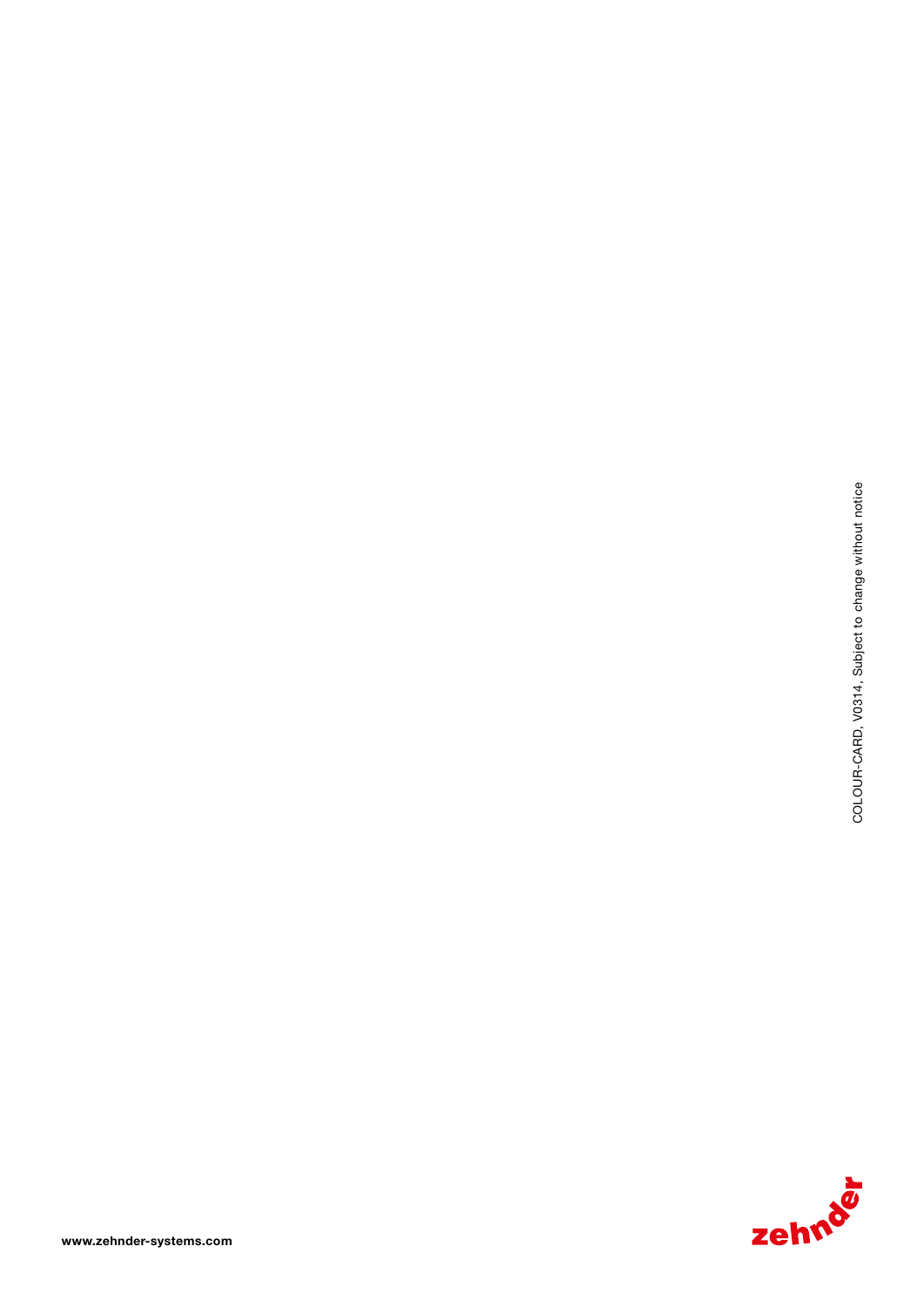COLOUR-CARD, V0314, Subject to change without notice

www.zehnder-systems.com

zehnder